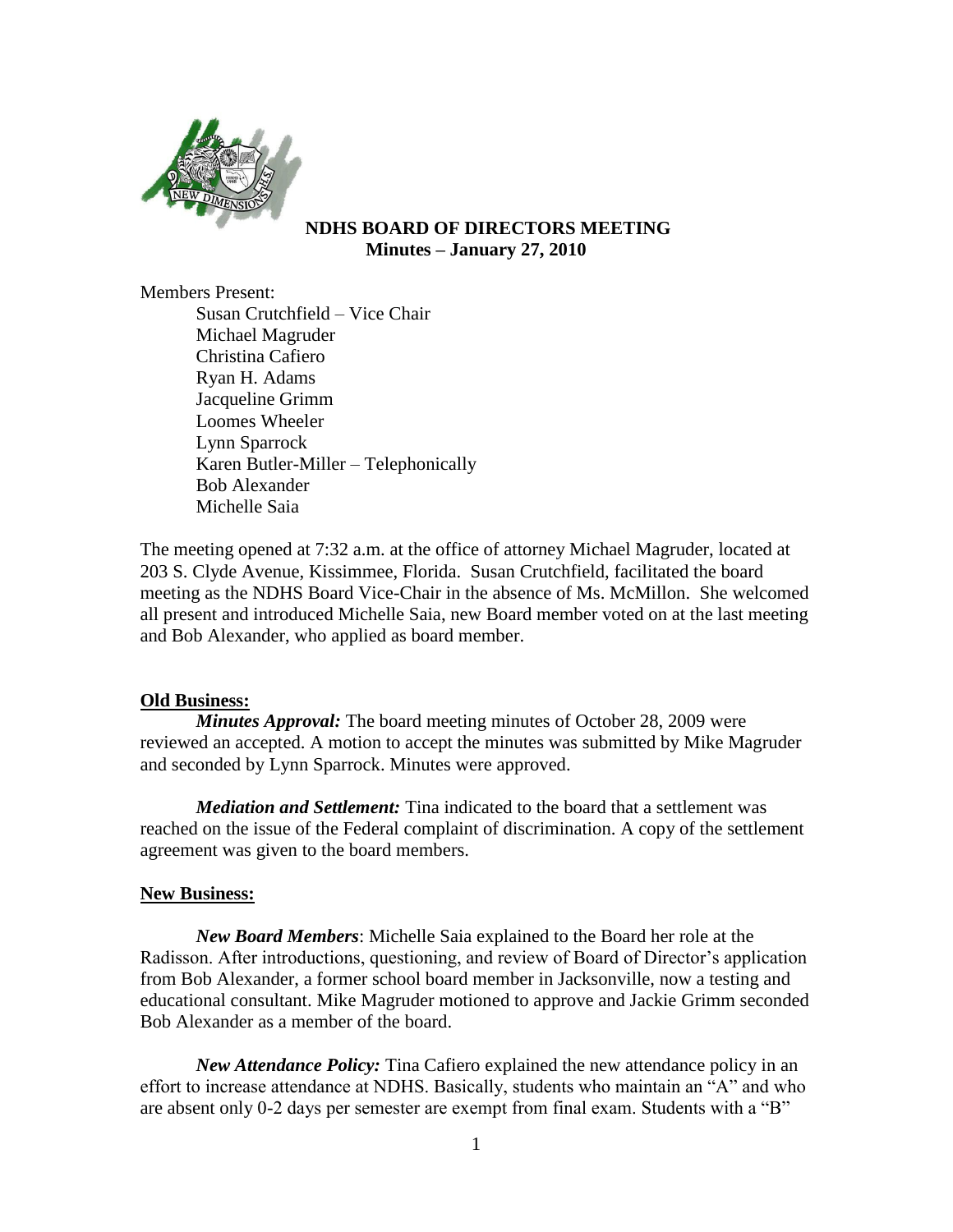**NDHS BOARD OF DIRECTORS MEETING**
**Minutes – January 27, 2010**

Members Present:

- Susan Crutchfield – Vice Chair
- Michael Magruder
- Christina Cafiero
- Ryan H. Adams
- Jacqueline Grimm
- Loomes Wheeler
- Lynn Sparrock
- Karen Butler-Miller – Telephonically
- Bob Alexander
- Michelle Saia

The meeting opened at 7:32 a.m. at the office of attorney Michael Magruder, located at 203 S. Clyde Avenue, Kissimmee, Florida. Susan Crutchfield, facilitated the board meeting as the NDHS Board Vice-Chair in the absence of Ms. McMillon. She welcomed all present and introduced Michelle Saia, new Board member voted on at the last meeting and Bob Alexander, who applied as board member.

**Old Business:**

***Minutes Approval:*** The board meeting minutes of October 28, 2009 were reviewed an accepted. A motion to accept the minutes was submitted by Mike Magruder and seconded by Lynn Sparrock. Minutes were approved.

***Mediation and Settlement:*** Tina indicated to the board that a settlement was reached on the issue of the Federal complaint of discrimination. A copy of the settlement agreement was given to the board members.

**New Business:**

***New Board Members***: Michelle Saia explained to the Board her role at the Radisson. After introductions, questioning, and review of Board of Director's application from Bob Alexander, a former school board member in Jacksonville, now a testing and educational consultant. Mike Magruder motioned to approve and Jackie Grimm seconded Bob Alexander as a member of the board.

***New Attendance Policy:*** Tina Cafiero explained the new attendance policy in an effort to increase attendance at NDHS. Basically, students who maintain an "A" and who are absent only 0-2 days per semester are exempt from final exam. Students with a "B"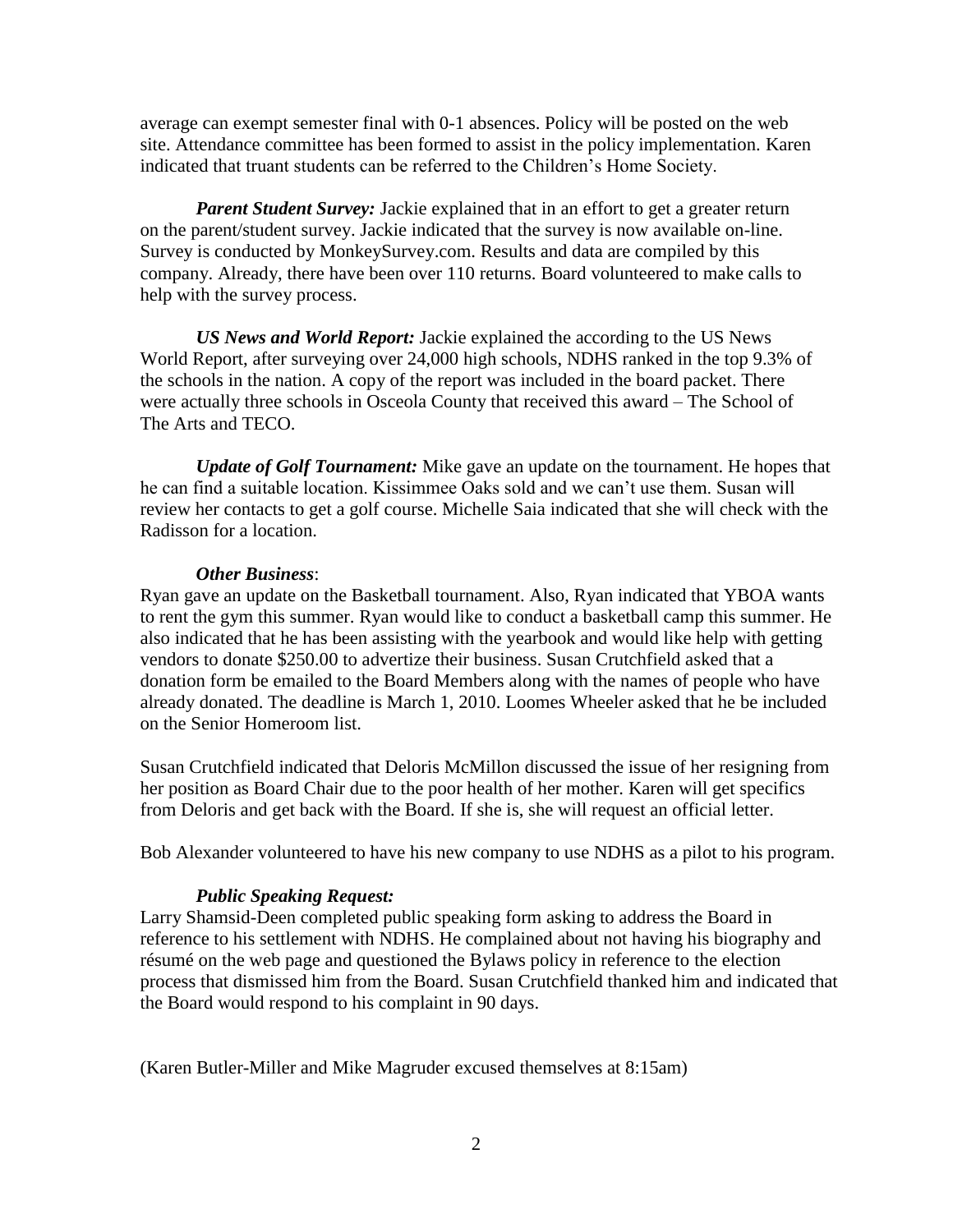average can exempt semester final with 0-1 absences. Policy will be posted on the web site. Attendance committee has been formed to assist in the policy implementation. Karen indicated that truant students can be referred to the Children's Home Society.

***Parent Student Survey:*** Jackie explained that in an effort to get a greater return on the parent/student survey. Jackie indicated that the survey is now available on-line. Survey is conducted by MonkeySurvey.com. Results and data are compiled by this company. Already, there have been over 110 returns. Board volunteered to make calls to help with the survey process.

***US News and World Report:*** Jackie explained the according to the US News World Report, after surveying over 24,000 high schools, NDHS ranked in the top 9.3% of the schools in the nation. A copy of the report was included in the board packet. There were actually three schools in Osceola County that received this award – The School of The Arts and TECO.

***Update of Golf Tournament:*** Mike gave an update on the tournament. He hopes that he can find a suitable location. Kissimmee Oaks sold and we can't use them. Susan will review her contacts to get a golf course. Michelle Saia indicated that she will check with the Radisson for a location.

***Other Business***:

Ryan gave an update on the Basketball tournament. Also, Ryan indicated that YBOA wants to rent the gym this summer. Ryan would like to conduct a basketball camp this summer. He also indicated that he has been assisting with the yearbook and would like help with getting vendors to donate $250.00 to advertize their business. Susan Crutchfield asked that a donation form be emailed to the Board Members along with the names of people who have already donated. The deadline is March 1, 2010. Loomes Wheeler asked that he be included on the Senior Homeroom list.

Susan Crutchfield indicated that Deloris McMillon discussed the issue of her resigning from her position as Board Chair due to the poor health of her mother. Karen will get specifics from Deloris and get back with the Board. If she is, she will request an official letter.

Bob Alexander volunteered to have his new company to use NDHS as a pilot to his program.

***Public Speaking Request:***

Larry Shamsid-Deen completed public speaking form asking to address the Board in reference to his settlement with NDHS. He complained about not having his biography and résumé on the web page and questioned the Bylaws policy in reference to the election process that dismissed him from the Board. Susan Crutchfield thanked him and indicated that the Board would respond to his complaint in 90 days.

(Karen Butler-Miller and Mike Magruder excused themselves at 8:15am)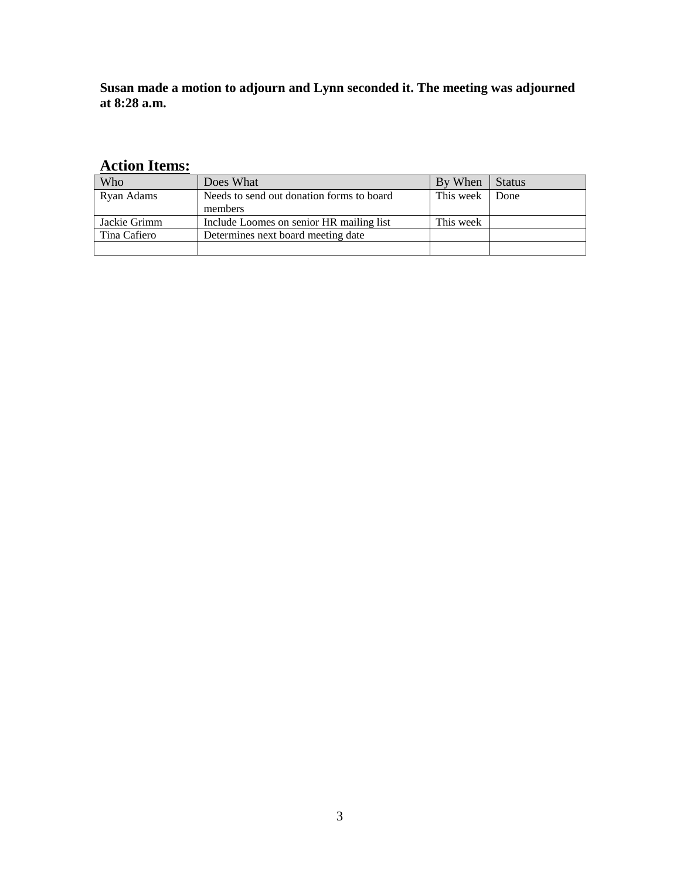**Susan made a motion to adjourn and Lynn seconded it. The meeting was adjourned at 8:28 a.m.**

## Action Items:

| Who | Does What | By When | Status |
|---|---|---|---|
| Ryan Adams | Needs to send out donation forms to board members | This week | Done |
| Jackie Grimm | Include Loomes on senior HR mailing list | This week | |
| Tina Cafiero | Determines next board meeting date | | |
| | | | |